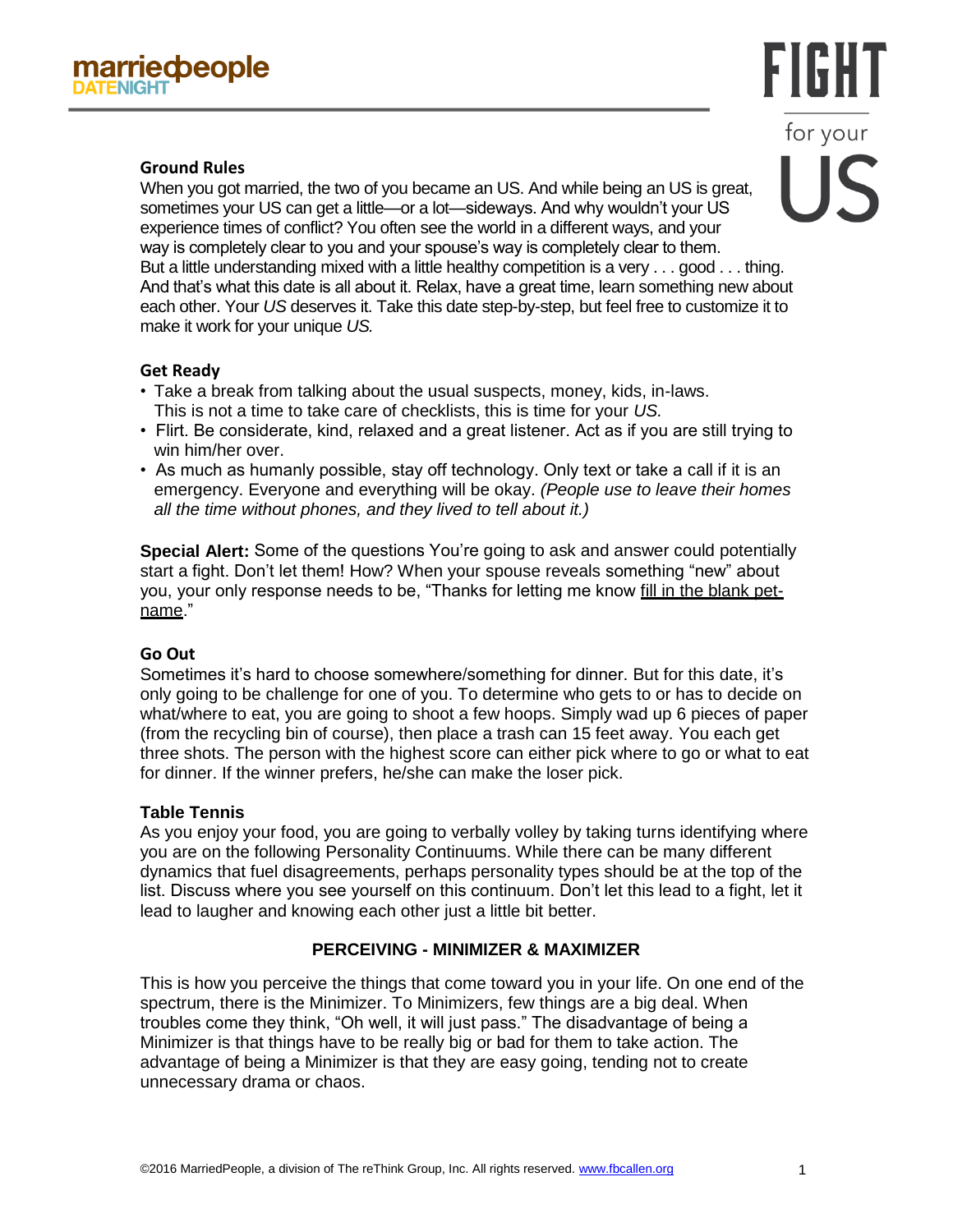marriedpeople
DATENIGHT

# FIGHT for your US

## Ground Rules

When you got married, the two of you became an US. And while being an US is great, sometimes your US can get a little—or a lot—sideways. And why wouldn't your US experience times of conflict? You often see the world in a different ways, and your way is completely clear to you and your spouse's way is completely clear to them. But a little understanding mixed with a little healthy competition is a very . . . good . . . thing. And that's what this date is all about it. Relax, have a great time, learn something new about each other. Your *US* deserves it. Take this date step-by-step, but feel free to customize it to make it work for your unique *US.*

## Get Ready

- Take a break from talking about the usual suspects, money, kids, in-laws. This is not a time to take care of checklists, this is time for your *US.*
- Flirt. Be considerate, kind, relaxed and a great listener. Act as if you are still trying to win him/her over.
- As much as humanly possible, stay off technology. Only text or take a call if it is an emergency. Everyone and everything will be okay. *(People use to leave their homes all the time without phones, and they lived to tell about it.)*

**Special Alert:** Some of the questions You're going to ask and answer could potentially start a fight. Don't let them! How? When your spouse reveals something "new" about you, your only response needs to be, "Thanks for letting me know fill in the blank pet-name."

## Go Out

Sometimes it's hard to choose somewhere/something for dinner. But for this date, it's only going to be challenge for one of you. To determine who gets to or has to decide on what/where to eat, you are going to shoot a few hoops. Simply wad up 6 pieces of paper (from the recycling bin of course), then place a trash can 15 feet away. You each get three shots. The person with the highest score can either pick where to go or what to eat for dinner. If the winner prefers, he/she can make the loser pick.

## Table Tennis

As you enjoy your food, you are going to verbally volley by taking turns identifying where you are on the following Personality Continuums. While there can be many different dynamics that fuel disagreements, perhaps personality types should be at the top of the list. Discuss where you see yourself on this continuum. Don't let this lead to a fight, let it lead to laughter and knowing each other just a little bit better.

### PERCEIVING - MINIMIZER & MAXIMIZER

This is how you perceive the things that come toward you in your life. On one end of the spectrum, there is the Minimizer. To Minimizers, few things are a big deal. When troubles come they think, "Oh well, it will just pass." The disadvantage of being a Minimizer is that things have to be really big or bad for them to take action. The advantage of being a Minimizer is that they are easy going, tending not to create unnecessary drama or chaos.

©2016 MarriedPeople, a division of The reThink Group, Inc. All rights reserved. www.fbcallen.org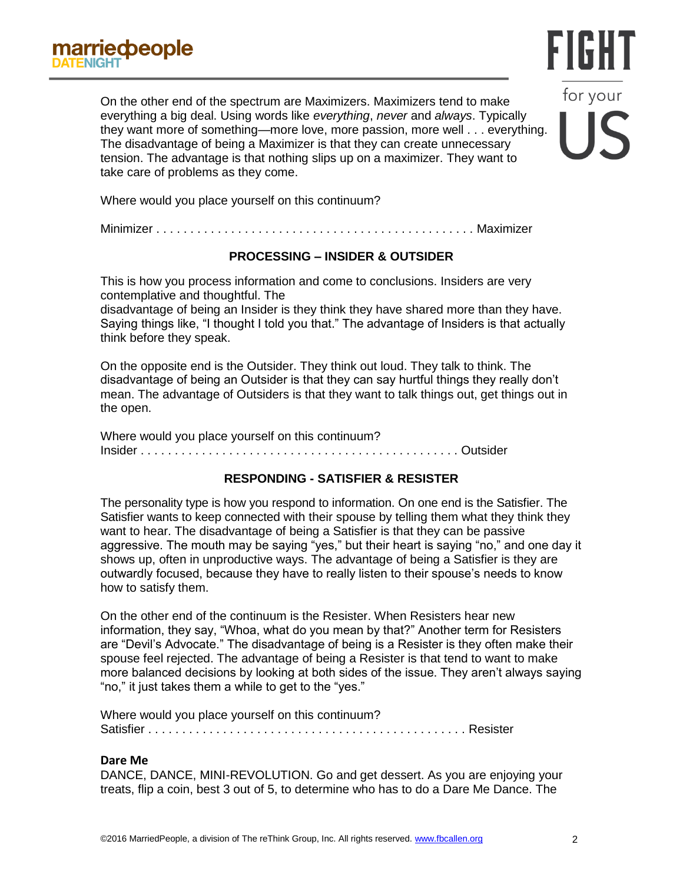On the other end of the spectrum are Maximizers. Maximizers tend to make everything a big deal. Using words like *everything*, *never* and *always*. Typically they want more of something—more love, more passion, more well . . . everything. The disadvantage of being a Maximizer is that they can create unnecessary tension. The advantage is that nothing slips up on a maximizer. They want to take care of problems as they come.

Where would you place yourself on this continuum?

Minimizer . . . . . . . . . . . . . . . . . . . . . . . . . . . . . . . . . . . . . . . . . . . . . . Maximizer

## PROCESSING – INSIDER & OUTSIDER

This is how you process information and come to conclusions. Insiders are very contemplative and thoughtful. The
disadvantage of being an Insider is they think they have shared more than they have. Saying things like, "I thought I told you that." The advantage of Insiders is that actually think before they speak.

On the opposite end is the Outsider. They think out loud. They talk to think. The disadvantage of being an Outsider is that they can say hurtful things they really don't mean. The advantage of Outsiders is that they want to talk things out, get things out in the open.

Where would you place yourself on this continuum?
Insider . . . . . . . . . . . . . . . . . . . . . . . . . . . . . . . . . . . . . . . . . . . . . . Outsider

## RESPONDING - SATISFIER & RESISTER

The personality type is how you respond to information. On one end is the Satisfier. The Satisfier wants to keep connected with their spouse by telling them what they think they want to hear. The disadvantage of being a Satisfier is that they can be passive aggressive. The mouth may be saying "yes," but their heart is saying "no," and one day it shows up, often in unproductive ways. The advantage of being a Satisfier is they are outwardly focused, because they have to really listen to their spouse's needs to know how to satisfy them.

On the other end of the continuum is the Resister. When Resisters hear new information, they say, "Whoa, what do you mean by that?" Another term for Resisters are "Devil's Advocate." The disadvantage of being is a Resister is they often make their spouse feel rejected. The advantage of being a Resister is that tend to want to make more balanced decisions by looking at both sides of the issue. They aren't always saying "no," it just takes them a while to get to the "yes."

Where would you place yourself on this continuum?
Satisfier . . . . . . . . . . . . . . . . . . . . . . . . . . . . . . . . . . . . . . . . . . . . . . Resister

**Dare Me**
DANCE, DANCE, MINI-REVOLUTION. Go and get dessert. As you are enjoying your treats, flip a coin, best 3 out of 5, to determine who has to do a Dare Me Dance. The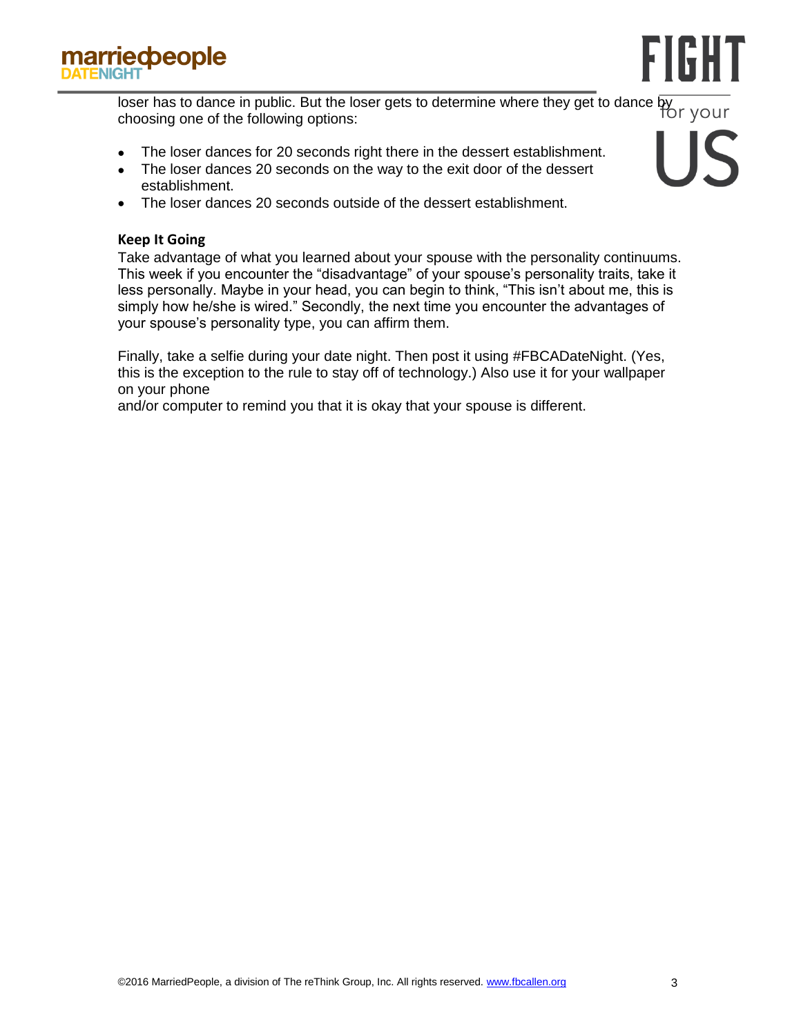loser has to dance in public. But the loser gets to determine where they get to dance by choosing one of the following options:

- The loser dances for 20 seconds right there in the dessert establishment.
- The loser dances 20 seconds on the way to the exit door of the dessert establishment.
- The loser dances 20 seconds outside of the dessert establishment.

**Keep It Going**

Take advantage of what you learned about your spouse with the personality continuums. This week if you encounter the "disadvantage" of your spouse's personality traits, take it less personally. Maybe in your head, you can begin to think, "This isn't about me, this is simply how he/she is wired." Secondly, the next time you encounter the advantages of your spouse's personality type, you can affirm them.

Finally, take a selfie during your date night. Then post it using #FBCADateNight. (Yes, this is the exception to the rule to stay off of technology.) Also use it for your wallpaper on your phone and/or computer to remind you that it is okay that your spouse is different.